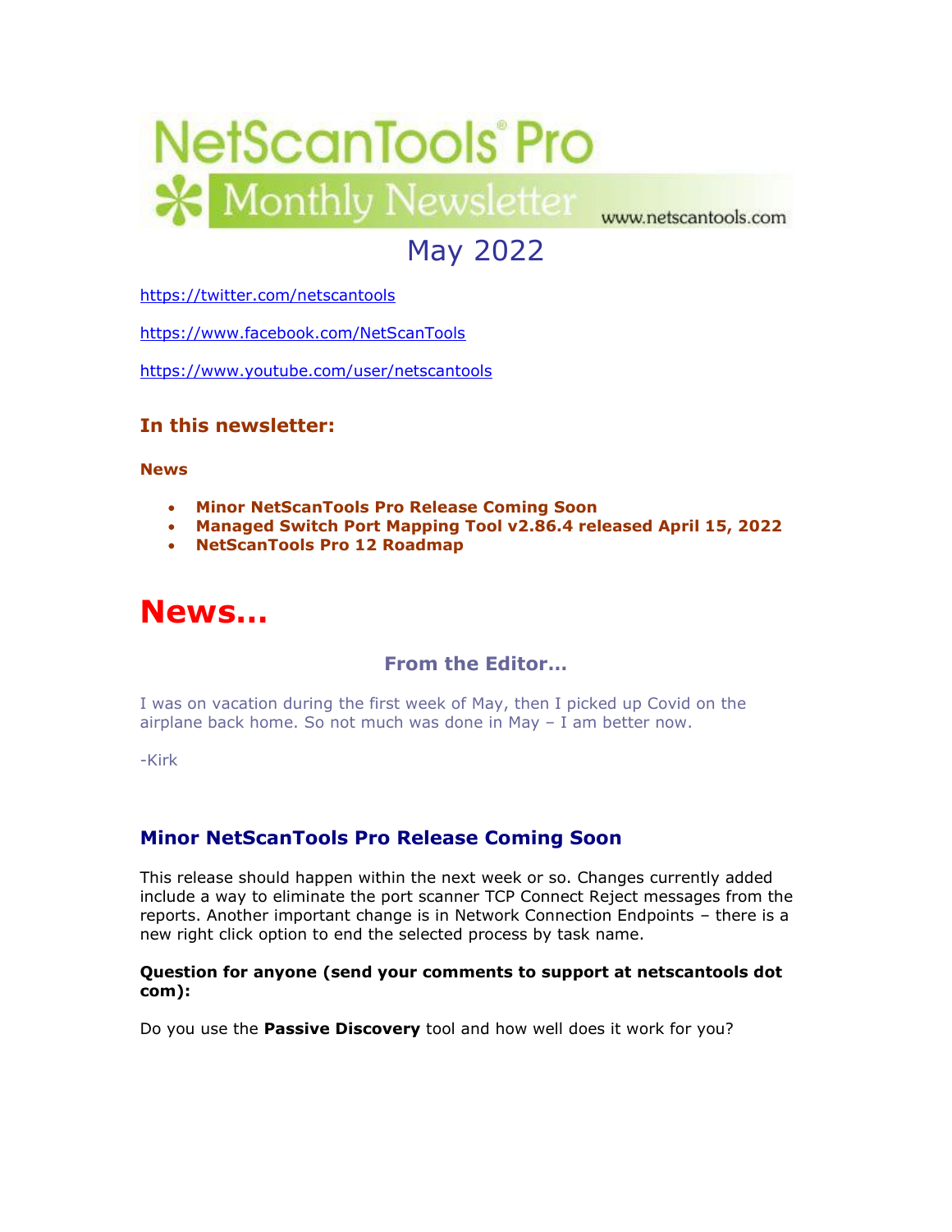# NetScanTools® Pro Monthly Newsletter

www.netscantools.com

## May 2022

https://twitter.com/netscantools

https://www.facebook.com/NetScanTools

https://www.youtube.com/user/netscantools

### In this newsletter:

**News**

- **Minor NetScanTools Pro Release Coming Soon**
- **Managed Switch Port Mapping Tool v2.86.4 released April 15, 2022**
- **NetScanTools Pro 12 Roadmap**

# News...

### From the Editor...

I was on vacation during the first week of May, then I picked up Covid on the airplane back home. So not much was done in May – I am better now.

-Kirk

### Minor NetScanTools Pro Release Coming Soon

This release should happen within the next week or so. Changes currently added include a way to eliminate the port scanner TCP Connect Reject messages from the reports. Another important change is in Network Connection Endpoints – there is a new right click option to end the selected process by task name.

**Question for anyone (send your comments to support at netscantools dot com):**

Do you use the **Passive Discovery** tool and how well does it work for you?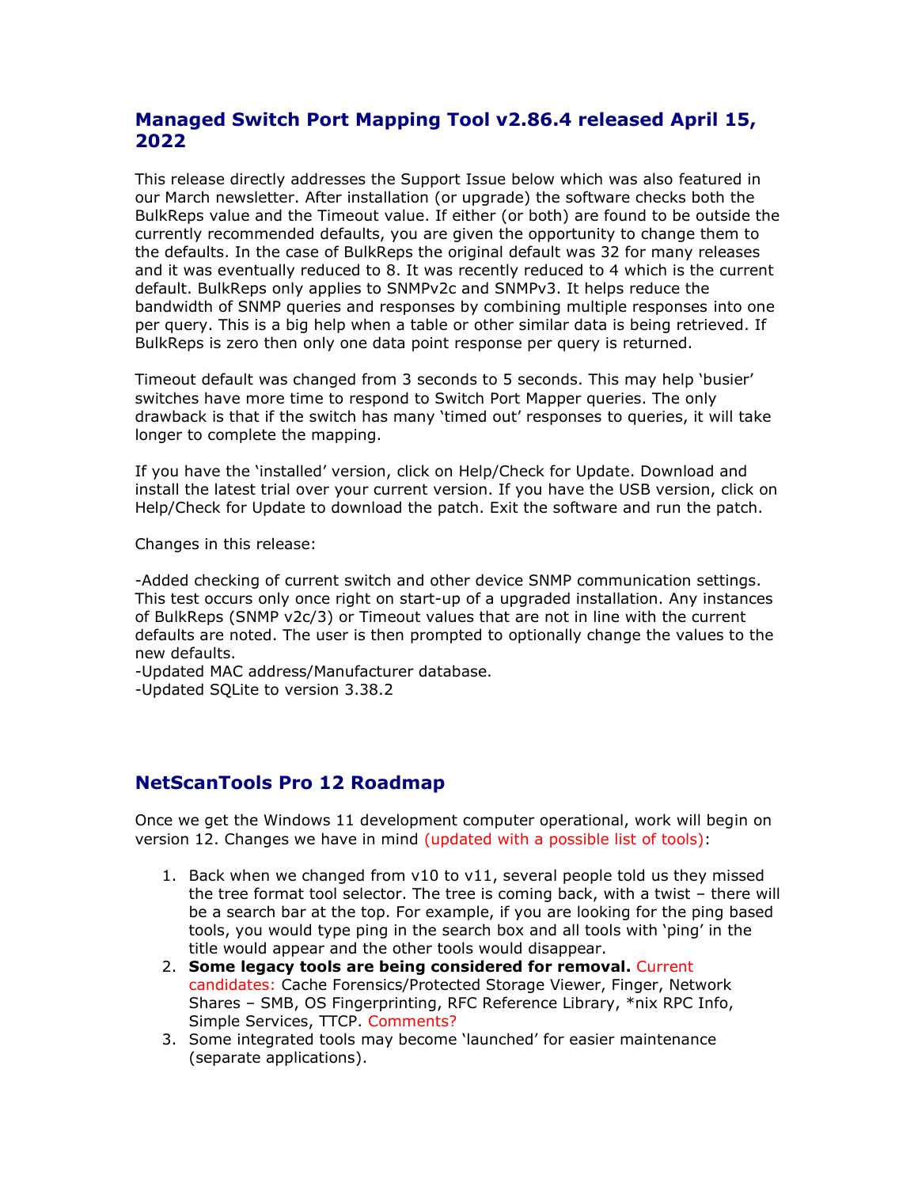## Managed Switch Port Mapping Tool v2.86.4 released April 15, 2022

This release directly addresses the Support Issue below which was also featured in our March newsletter. After installation (or upgrade) the software checks both the BulkReps value and the Timeout value. If either (or both) are found to be outside the currently recommended defaults, you are given the opportunity to change them to the defaults. In the case of BulkReps the original default was 32 for many releases and it was eventually reduced to 8. It was recently reduced to 4 which is the current default. BulkReps only applies to SNMPv2c and SNMPv3. It helps reduce the bandwidth of SNMP queries and responses by combining multiple responses into one per query. This is a big help when a table or other similar data is being retrieved. If BulkReps is zero then only one data point response per query is returned.

Timeout default was changed from 3 seconds to 5 seconds. This may help 'busier' switches have more time to respond to Switch Port Mapper queries. The only drawback is that if the switch has many 'timed out' responses to queries, it will take longer to complete the mapping.

If you have the 'installed' version, click on Help/Check for Update. Download and install the latest trial over your current version. If you have the USB version, click on Help/Check for Update to download the patch. Exit the software and run the patch.

Changes in this release:

-Added checking of current switch and other device SNMP communication settings. This test occurs only once right on start-up of a upgraded installation. Any instances of BulkReps (SNMP v2c/3) or Timeout values that are not in line with the current defaults are noted. The user is then prompted to optionally change the values to the new defaults.
-Updated MAC address/Manufacturer database.
-Updated SQLite to version 3.38.2

## NetScanTools Pro 12 Roadmap

Once we get the Windows 11 development computer operational, work will begin on version 12. Changes we have in mind (updated with a possible list of tools):

1. Back when we changed from v10 to v11, several people told us they missed the tree format tool selector. The tree is coming back, with a twist – there will be a search bar at the top. For example, if you are looking for the ping based tools, you would type ping in the search box and all tools with 'ping' in the title would appear and the other tools would disappear.
2. **Some legacy tools are being considered for removal.** Current candidates: Cache Forensics/Protected Storage Viewer, Finger, Network Shares – SMB, OS Fingerprinting, RFC Reference Library, *nix RPC Info, Simple Services, TTCP. Comments?
3. Some integrated tools may become 'launched' for easier maintenance (separate applications).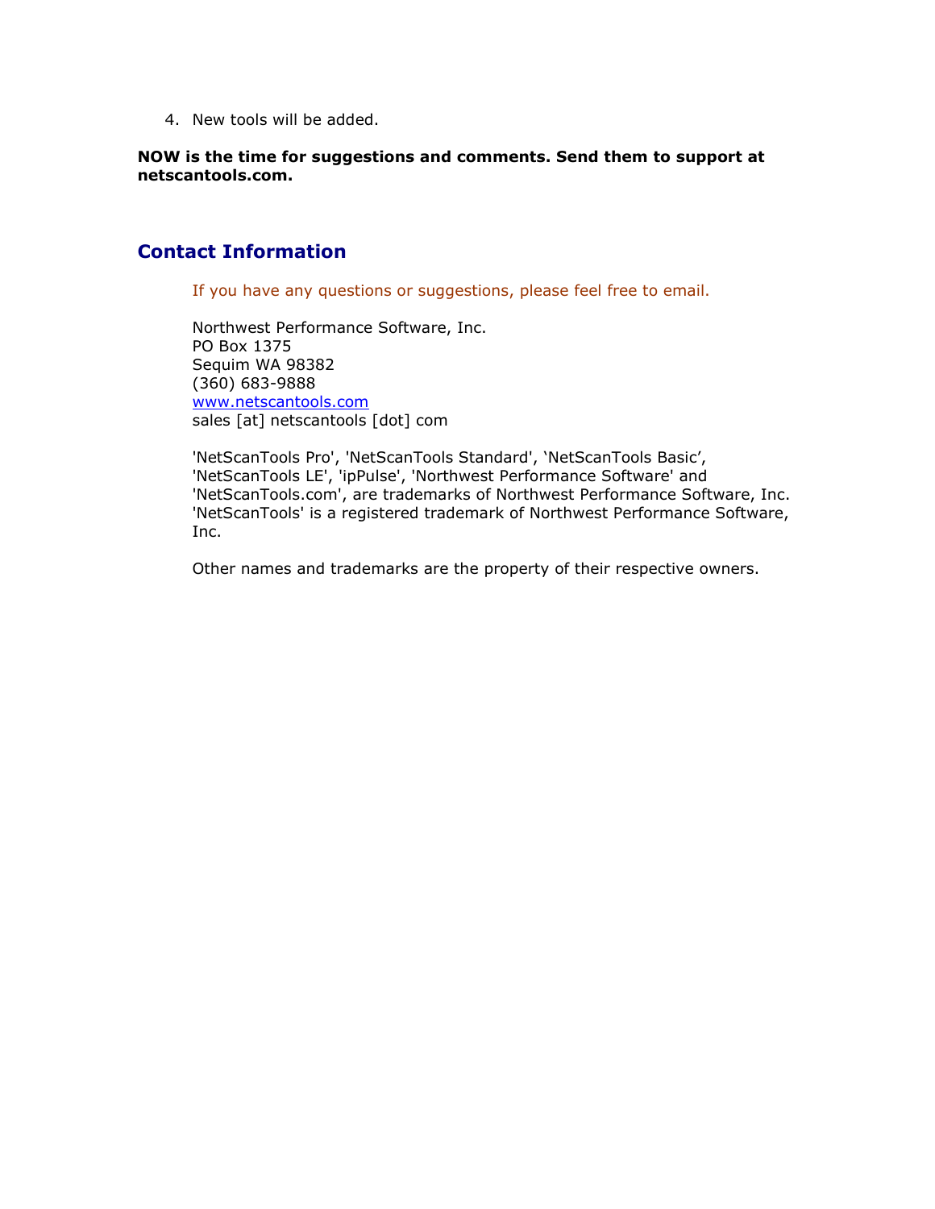4. New tools will be added.

**NOW is the time for suggestions and comments. Send them to support at netscantools.com.**

## Contact Information

If you have any questions or suggestions, please feel free to email.

Northwest Performance Software, Inc.
PO Box 1375
Sequim WA 98382
(360) 683-9888
www.netscantools.com
sales [at] netscantools [dot] com

'NetScanTools Pro', 'NetScanTools Standard', 'NetScanTools Basic', 'NetScanTools LE', 'ipPulse', 'Northwest Performance Software' and 'NetScanTools.com', are trademarks of Northwest Performance Software, Inc. 'NetScanTools' is a registered trademark of Northwest Performance Software, Inc.

Other names and trademarks are the property of their respective owners.